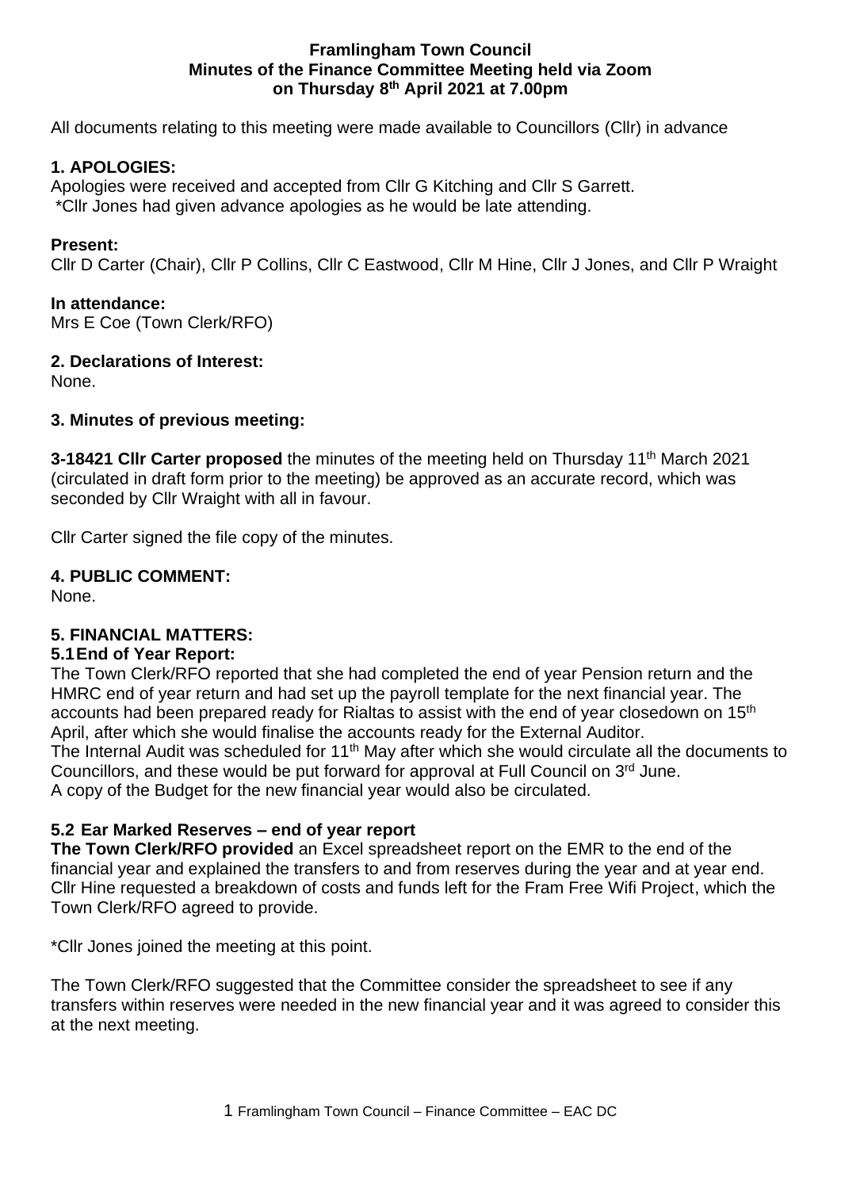# Framlingham Town Council
## Minutes of the Finance Committee Meeting held via Zoom on Thursday 8th April 2021 at 7.00pm

All documents relating to this meeting were made available to Councillors (Cllr) in advance

### 1. APOLOGIES:

Apologies were received and accepted from Cllr G Kitching and Cllr S Garrett.
*Cllr Jones had given advance apologies as he would be late attending.

### Present:

Cllr D Carter (Chair), Cllr P Collins, Cllr C Eastwood, Cllr M Hine, Cllr J Jones, and Cllr P Wraight

### In attendance:

Mrs E Coe (Town Clerk/RFO)

### 2. Declarations of Interest:

None.

### 3. Minutes of previous meeting:

**3-18421 Cllr Carter proposed** the minutes of the meeting held on Thursday 11th March 2021 (circulated in draft form prior to the meeting) be approved as an accurate record, which was seconded by Cllr Wraight with all in favour.

Cllr Carter signed the file copy of the minutes.

### 4. PUBLIC COMMENT:

None.

### 5. FINANCIAL MATTERS:

#### 5.1 End of Year Report:

The Town Clerk/RFO reported that she had completed the end of year Pension return and the HMRC end of year return and had set up the payroll template for the next financial year. The accounts had been prepared ready for Rialtas to assist with the end of year closedown on 15th April, after which she would finalise the accounts ready for the External Auditor.
The Internal Audit was scheduled for 11th May after which she would circulate all the documents to Councillors, and these would be put forward for approval at Full Council on 3rd June.
A copy of the Budget for the new financial year would also be circulated.

#### 5.2 Ear Marked Reserves – end of year report

**The Town Clerk/RFO provided** an Excel spreadsheet report on the EMR to the end of the financial year and explained the transfers to and from reserves during the year and at year end. Cllr Hine requested a breakdown of costs and funds left for the Fram Free Wifi Project, which the Town Clerk/RFO agreed to provide.

*Cllr Jones joined the meeting at this point.

The Town Clerk/RFO suggested that the Committee consider the spreadsheet to see if any transfers within reserves were needed in the new financial year and it was agreed to consider this at the next meeting.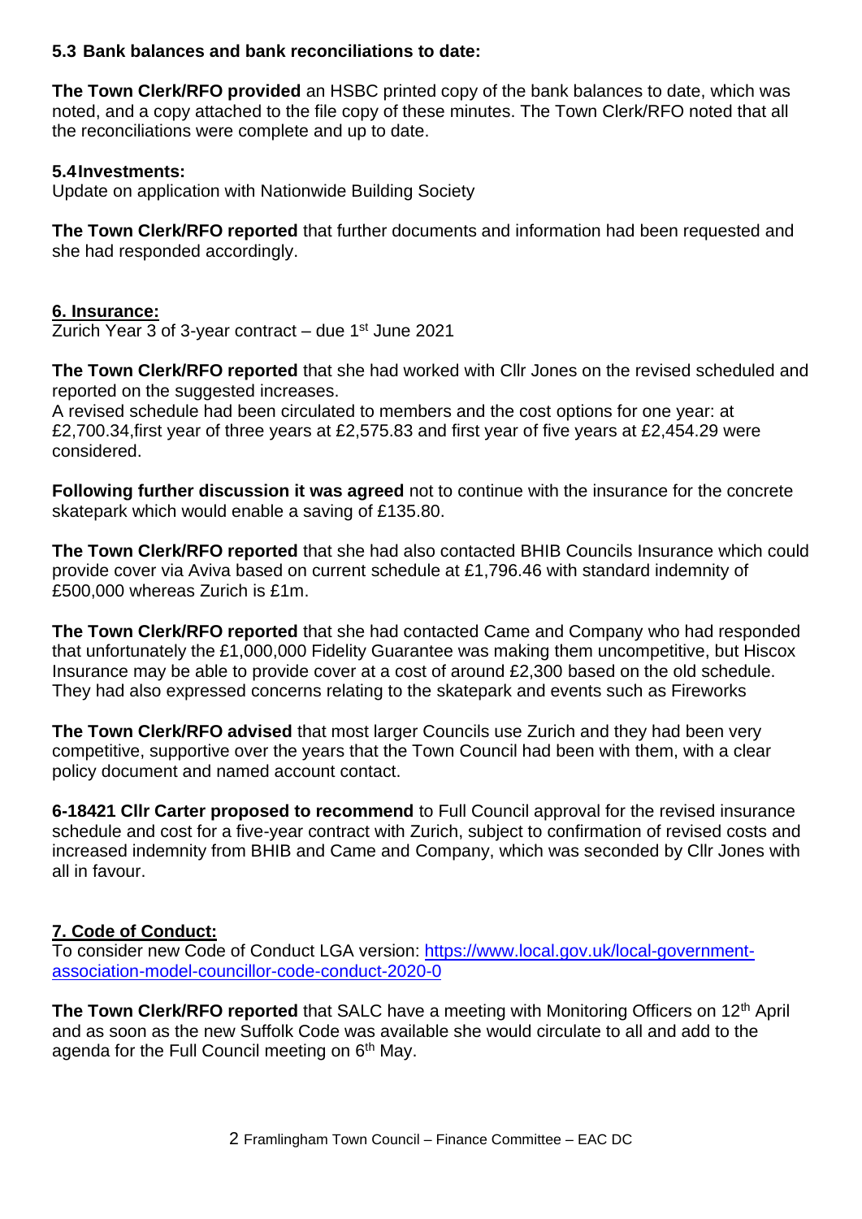### 5.3 Bank balances and bank reconciliations to date:

**The Town Clerk/RFO provided** an HSBC printed copy of the bank balances to date, which was noted, and a copy attached to the file copy of these minutes. The Town Clerk/RFO noted that all the reconciliations were complete and up to date.

### 5.4 Investments:

Update on application with Nationwide Building Society

**The Town Clerk/RFO reported** that further documents and information had been requested and she had responded accordingly.

## 6. Insurance:

Zurich Year 3 of 3-year contract – due 1st June 2021

**The Town Clerk/RFO reported** that she had worked with Cllr Jones on the revised scheduled and reported on the suggested increases.
A revised schedule had been circulated to members and the cost options for one year: at £2,700.34,first year of three years at £2,575.83 and first year of five years at £2,454.29 were considered.

**Following further discussion it was agreed** not to continue with the insurance for the concrete skatepark which would enable a saving of £135.80.

**The Town Clerk/RFO reported** that she had also contacted BHIB Councils Insurance which could provide cover via Aviva based on current schedule at £1,796.46 with standard indemnity of £500,000 whereas Zurich is £1m.

**The Town Clerk/RFO reported** that she had contacted Came and Company who had responded that unfortunately the £1,000,000 Fidelity Guarantee was making them uncompetitive, but Hiscox Insurance may be able to provide cover at a cost of around £2,300 based on the old schedule. They had also expressed concerns relating to the skatepark and events such as Fireworks

**The Town Clerk/RFO advised** that most larger Councils use Zurich and they had been very competitive, supportive over the years that the Town Council had been with them, with a clear policy document and named account contact.

**6-18421 Cllr Carter proposed to recommend** to Full Council approval for the revised insurance schedule and cost for a five-year contract with Zurich, subject to confirmation of revised costs and increased indemnity from BHIB and Came and Company, which was seconded by Cllr Jones with all in favour.

## 7. Code of Conduct:

To consider new Code of Conduct LGA version: [https://www.local.gov.uk/local-government-association-model-councillor-code-conduct-2020-0](https://www.local.gov.uk/local-government-association-model-councillor-code-conduct-2020-0)

**The Town Clerk/RFO reported** that SALC have a meeting with Monitoring Officers on 12th April and as soon as the new Suffolk Code was available she would circulate to all and add to the agenda for the Full Council meeting on 6th May.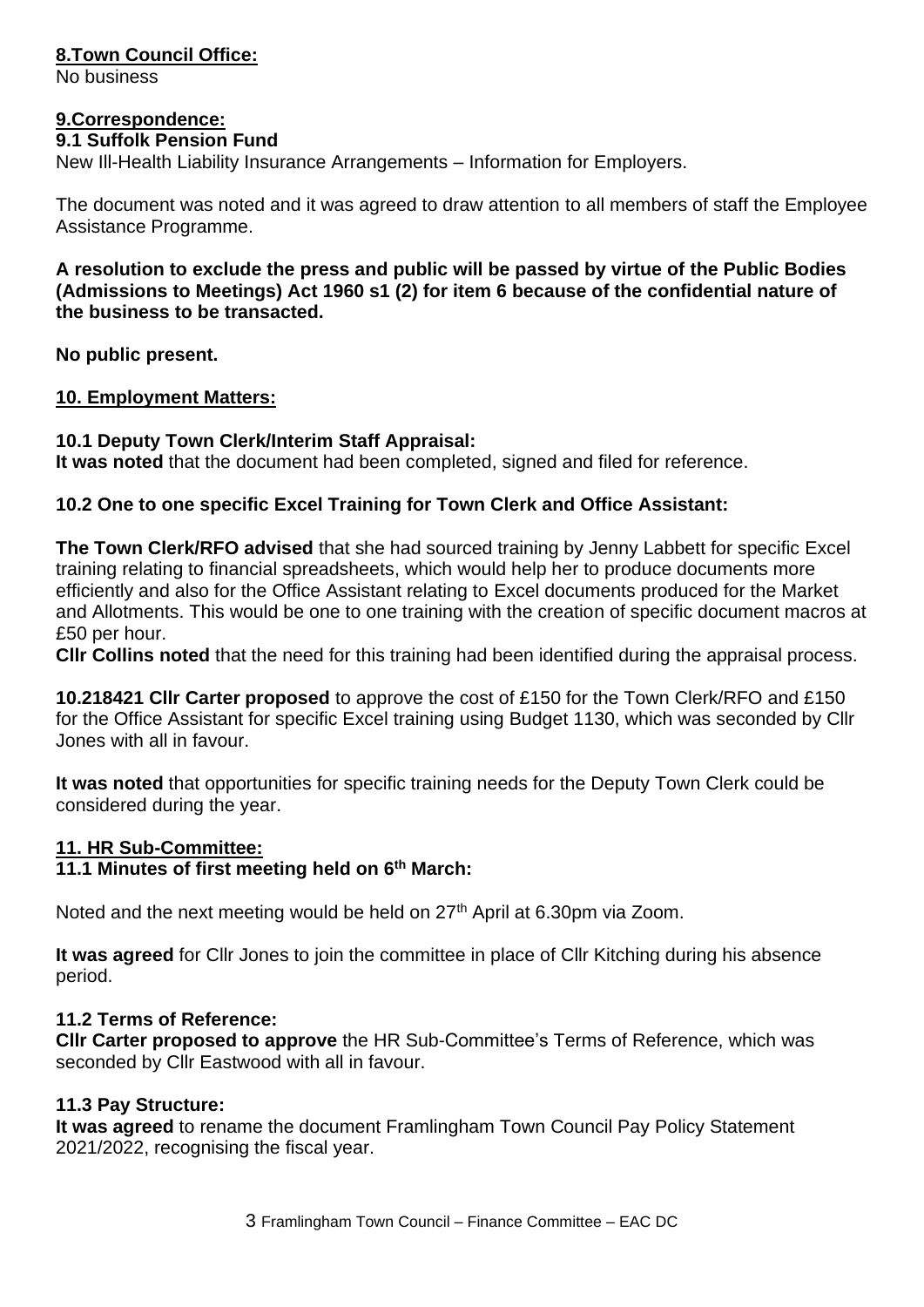**8.Town Council Office:**

No business

**9.Correspondence:**

**9.1 Suffolk Pension Fund**

New Ill-Health Liability Insurance Arrangements – Information for Employers.

The document was noted and it was agreed to draw attention to all members of staff the Employee Assistance Programme.

**A resolution to exclude the press and public will be passed by virtue of the Public Bodies (Admissions to Meetings) Act 1960 s1 (2) for item 6 because of the confidential nature of the business to be transacted.**

**No public present.**

**10. Employment Matters:**

**10.1 Deputy Town Clerk/Interim Staff Appraisal:**

**It was noted** that the document had been completed, signed and filed for reference.

**10.2 One to one specific Excel Training for Town Clerk and Office Assistant:**

**The Town Clerk/RFO advised** that she had sourced training by Jenny Labbett for specific Excel training relating to financial spreadsheets, which would help her to produce documents more efficiently and also for the Office Assistant relating to Excel documents produced for the Market and Allotments. This would be one to one training with the creation of specific document macros at £50 per hour.

**Cllr Collins noted** that the need for this training had been identified during the appraisal process.

**10.218421 Cllr Carter proposed** to approve the cost of £150 for the Town Clerk/RFO and £150 for the Office Assistant for specific Excel training using Budget 1130, which was seconded by Cllr Jones with all in favour.

**It was noted** that opportunities for specific training needs for the Deputy Town Clerk could be considered during the year.

**11. HR Sub-Committee:**

**11.1 Minutes of first meeting held on 6th March:**

Noted and the next meeting would be held on 27th April at 6.30pm via Zoom.

**It was agreed** for Cllr Jones to join the committee in place of Cllr Kitching during his absence period.

**11.2 Terms of Reference:**

**Cllr Carter proposed to approve** the HR Sub-Committee's Terms of Reference, which was seconded by Cllr Eastwood with all in favour.

**11.3 Pay Structure:**

**It was agreed** to rename the document Framlingham Town Council Pay Policy Statement 2021/2022, recognising the fiscal year.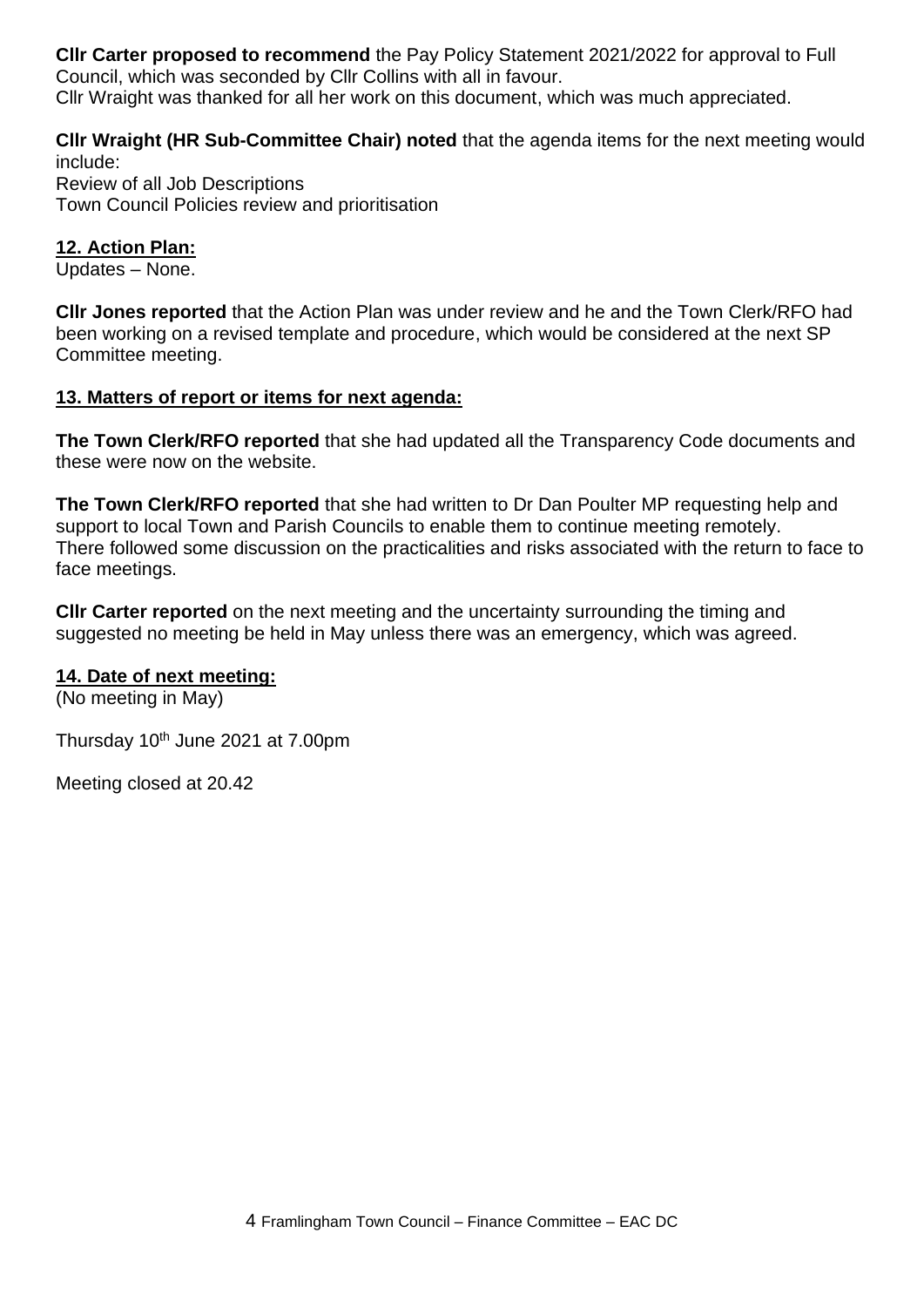**Cllr Carter proposed to recommend** the Pay Policy Statement 2021/2022 for approval to Full Council, which was seconded by Cllr Collins with all in favour.
Cllr Wraight was thanked for all her work on this document, which was much appreciated.

**Cllr Wraight (HR Sub-Committee Chair) noted** that the agenda items for the next meeting would include:
Review of all Job Descriptions
Town Council Policies review and prioritisation

## 12. Action Plan:

Updates – None.

**Cllr Jones reported** that the Action Plan was under review and he and the Town Clerk/RFO had been working on a revised template and procedure, which would be considered at the next SP Committee meeting.

## 13. Matters of report or items for next agenda:

**The Town Clerk/RFO reported** that she had updated all the Transparency Code documents and these were now on the website.

**The Town Clerk/RFO reported** that she had written to Dr Dan Poulter MP requesting help and support to local Town and Parish Councils to enable them to continue meeting remotely.
There followed some discussion on the practicalities and risks associated with the return to face to face meetings.

**Cllr Carter reported** on the next meeting and the uncertainty surrounding the timing and suggested no meeting be held in May unless there was an emergency, which was agreed.

## 14. Date of next meeting:

(No meeting in May)

Thursday 10th June 2021 at 7.00pm

Meeting closed at 20.42